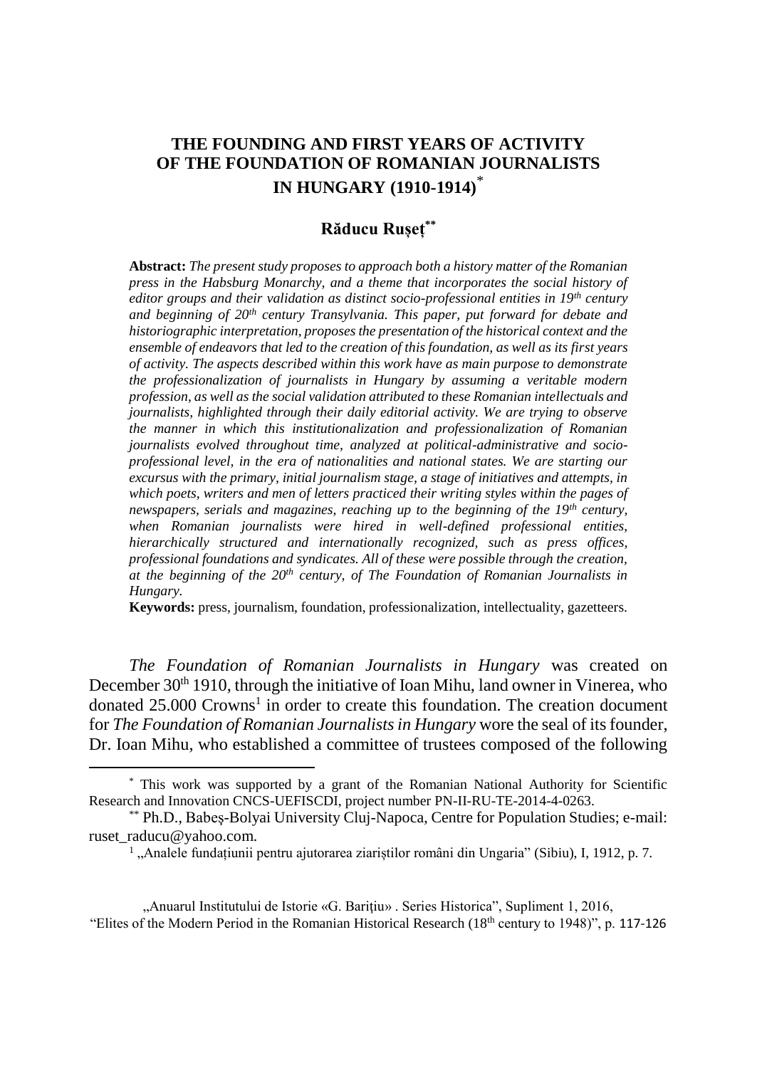# THE FOUNDING AND FIRST YEARS OF ACTIVITY OF THE FOUNDATION OF ROMANIAN JOURNALISTS IN HUNGARY (1910-1914)[*]

## Răducu Rușeț[**]

**Abstract:** *The present study proposes to approach both a history matter of the Romanian press in the Habsburg Monarchy, and a theme that incorporates the social history of editor groups and their validation as distinct socio-professional entities in 19th century and beginning of 20th century Transylvania. This paper, put forward for debate and historiographic interpretation, proposes the presentation of the historical context and the ensemble of endeavors that led to the creation of this foundation, as well as its first years of activity. The aspects described within this work have as main purpose to demonstrate the professionalization of journalists in Hungary by assuming a veritable modern profession, as well as the social validation attributed to these Romanian intellectuals and journalists, highlighted through their daily editorial activity. We are trying to observe the manner in which this institutionalization and professionalization of Romanian journalists evolved throughout time, analyzed at political-administrative and socio-professional level, in the era of nationalities and national states. We are starting our excursus with the primary, initial journalism stage, a stage of initiatives and attempts, in which poets, writers and men of letters practiced their writing styles within the pages of newspapers, serials and magazines, reaching up to the beginning of the 19th century, when Romanian journalists were hired in well-defined professional entities, hierarchically structured and internationally recognized, such as press offices, professional foundations and syndicates. All of these were possible through the creation, at the beginning of the 20th century, of The Foundation of Romanian Journalists in Hungary.*

**Keywords:** press, journalism, foundation, professionalization, intellectuality, gazetteers.

*The Foundation of Romanian Journalists in Hungary* was created on December 30th 1910, through the initiative of Ioan Mihu, land owner in Vinerea, who donated 25.000 Crowns[1] in order to create this foundation. The creation document for *The Foundation of Romanian Journalists in Hungary* wore the seal of its founder, Dr. Ioan Mihu, who established a committee of trustees composed of the following

---

[*] This work was supported by a grant of the Romanian National Authority for Scientific Research and Innovation CNCS-UEFISCDI, project number PN-II-RU-TE-2014-4-0263.

[**] Ph.D., Babeș-Bolyai University Cluj-Napoca, Centre for Population Studies; e-mail: ruset_raducu@yahoo.com.

[1] „Analele fundațiunii pentru ajutorarea ziariștilor români din Ungaria" (Sibiu), I, 1912, p. 7.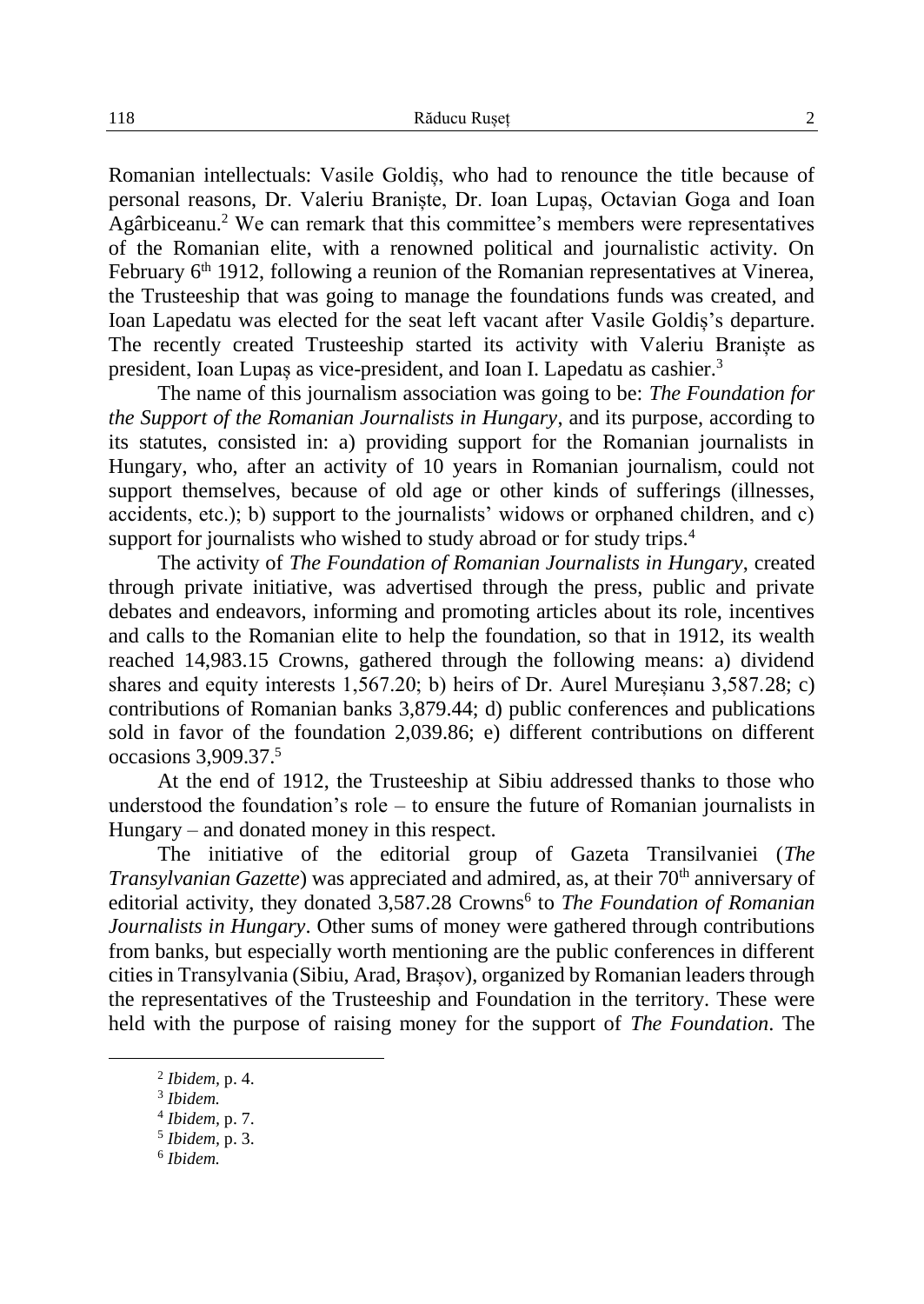Romanian intellectuals: Vasile Goldiș, who had to renounce the title because of personal reasons, Dr. Valeriu Braniște, Dr. Ioan Lupaș, Octavian Goga and Ioan Agârbiceanu.[2] We can remark that this committee's members were representatives of the Romanian elite, with a renowned political and journalistic activity. On February 6th 1912, following a reunion of the Romanian representatives at Vinerea, the Trusteeship that was going to manage the foundations funds was created, and Ioan Lapedatu was elected for the seat left vacant after Vasile Goldiș's departure. The recently created Trusteeship started its activity with Valeriu Braniște as president, Ioan Lupaș as vice-president, and Ioan I. Lapedatu as cashier.[3]

The name of this journalism association was going to be: *The Foundation for the Support of the Romanian Journalists in Hungary*, and its purpose, according to its statutes, consisted in: a) providing support for the Romanian journalists in Hungary, who, after an activity of 10 years in Romanian journalism, could not support themselves, because of old age or other kinds of sufferings (illnesses, accidents, etc.); b) support to the journalists' widows or orphaned children, and c) support for journalists who wished to study abroad or for study trips.[4]

The activity of *The Foundation of Romanian Journalists in Hungary*, created through private initiative, was advertised through the press, public and private debates and endeavors, informing and promoting articles about its role, incentives and calls to the Romanian elite to help the foundation, so that in 1912, its wealth reached 14,983.15 Crowns, gathered through the following means: a) dividend shares and equity interests 1,567.20; b) heirs of Dr. Aurel Mureșianu 3,587.28; c) contributions of Romanian banks 3,879.44; d) public conferences and publications sold in favor of the foundation 2,039.86; e) different contributions on different occasions 3,909.37.[5]

At the end of 1912, the Trusteeship at Sibiu addressed thanks to those who understood the foundation's role – to ensure the future of Romanian journalists in Hungary – and donated money in this respect.

The initiative of the editorial group of Gazeta Transilvaniei (*The Transylvanian Gazette*) was appreciated and admired, as, at their 70th anniversary of editorial activity, they donated 3,587.28 Crowns[6] to *The Foundation of Romanian Journalists in Hungary*. Other sums of money were gathered through contributions from banks, but especially worth mentioning are the public conferences in different cities in Transylvania (Sibiu, Arad, Brașov), organized by Romanian leaders through the representatives of the Trusteeship and Foundation in the territory. These were held with the purpose of raising money for the support of *The Foundation*. The

---

[2] *Ibidem*, p. 4.

[3] *Ibidem.*

[4] *Ibidem*, p. 7.

[5] *Ibidem*, p. 3.

[6] *Ibidem.*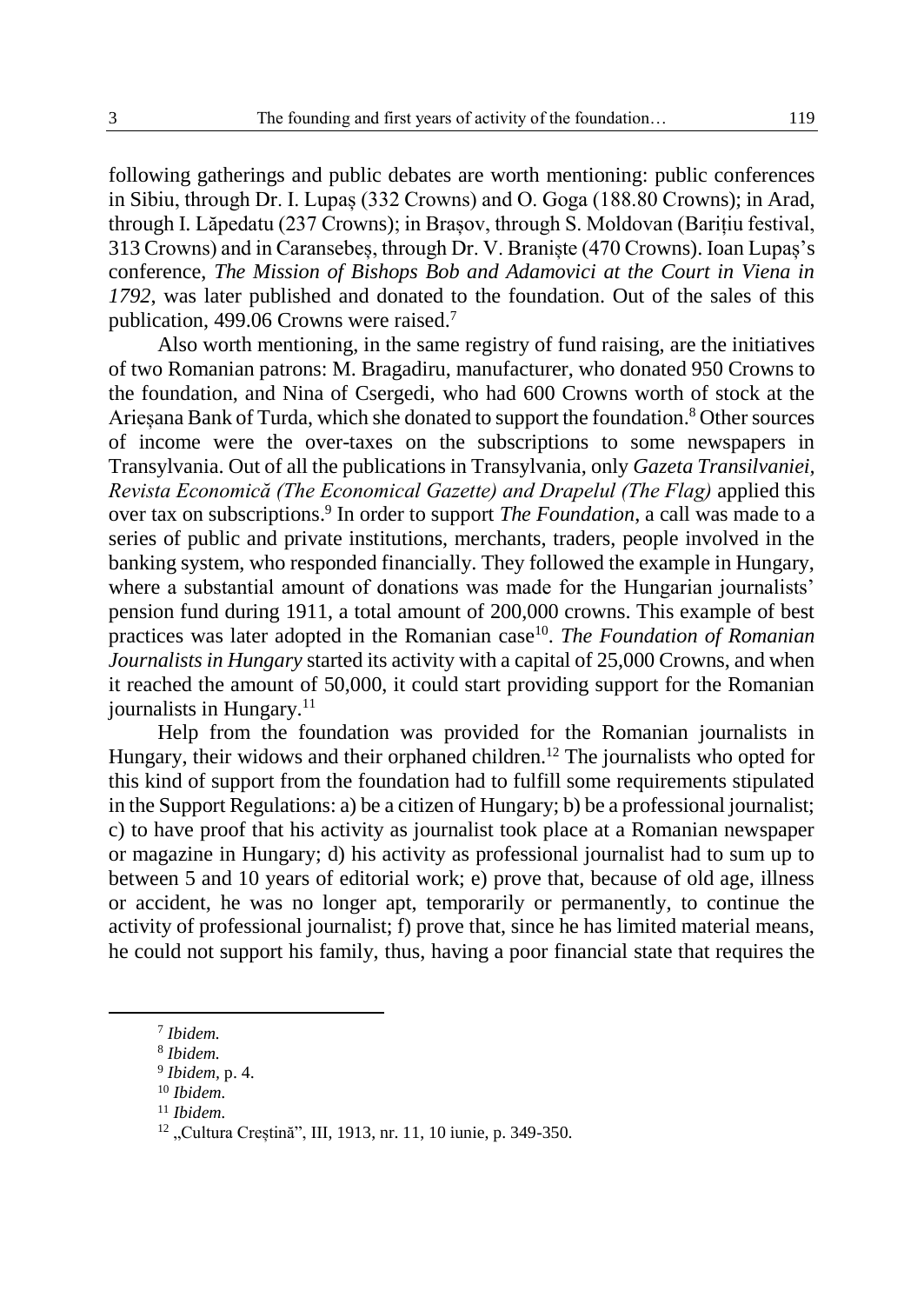following gatherings and public debates are worth mentioning: public conferences in Sibiu, through Dr. I. Lupaș (332 Crowns) and O. Goga (188.80 Crowns); in Arad, through I. Lăpedatu (237 Crowns); in Brașov, through S. Moldovan (Barițiu festival, 313 Crowns) and in Caransebeș, through Dr. V. Braniște (470 Crowns). Ioan Lupaș's conference, *The Mission of Bishops Bob and Adamovici at the Court in Viena in 1792*, was later published and donated to the foundation. Out of the sales of this publication, 499.06 Crowns were raised.[7]

Also worth mentioning, in the same registry of fund raising, are the initiatives of two Romanian patrons: M. Bragadiru, manufacturer, who donated 950 Crowns to the foundation, and Nina of Csergedi, who had 600 Crowns worth of stock at the Arieșana Bank of Turda, which she donated to support the foundation.[8] Other sources of income were the over-taxes on the subscriptions to some newspapers in Transylvania. Out of all the publications in Transylvania, only *Gazeta Transilvaniei, Revista Economică (The Economical Gazette) and Drapelul (The Flag)* applied this over tax on subscriptions.[9] In order to support *The Foundation*, a call was made to a series of public and private institutions, merchants, traders, people involved in the banking system, who responded financially. They followed the example in Hungary, where a substantial amount of donations was made for the Hungarian journalists' pension fund during 1911, a total amount of 200,000 crowns. This example of best practices was later adopted in the Romanian case[10]. *The Foundation of Romanian Journalists in Hungary* started its activity with a capital of 25,000 Crowns, and when it reached the amount of 50,000, it could start providing support for the Romanian journalists in Hungary.[11]

Help from the foundation was provided for the Romanian journalists in Hungary, their widows and their orphaned children.[12] The journalists who opted for this kind of support from the foundation had to fulfill some requirements stipulated in the Support Regulations: a) be a citizen of Hungary; b) be a professional journalist; c) to have proof that his activity as journalist took place at a Romanian newspaper or magazine in Hungary; d) his activity as professional journalist had to sum up to between 5 and 10 years of editorial work; e) prove that, because of old age, illness or accident, he was no longer apt, temporarily or permanently, to continue the activity of professional journalist; f) prove that, since he has limited material means, he could not support his family, thus, having a poor financial state that requires the

---

[7] *Ibidem.*

[8] *Ibidem.*

[9] *Ibidem*, p. 4.

[10] *Ibidem.*

[11] *Ibidem.*

[12] „Cultura Creștină", III, 1913, nr. 11, 10 iunie, p. 349-350.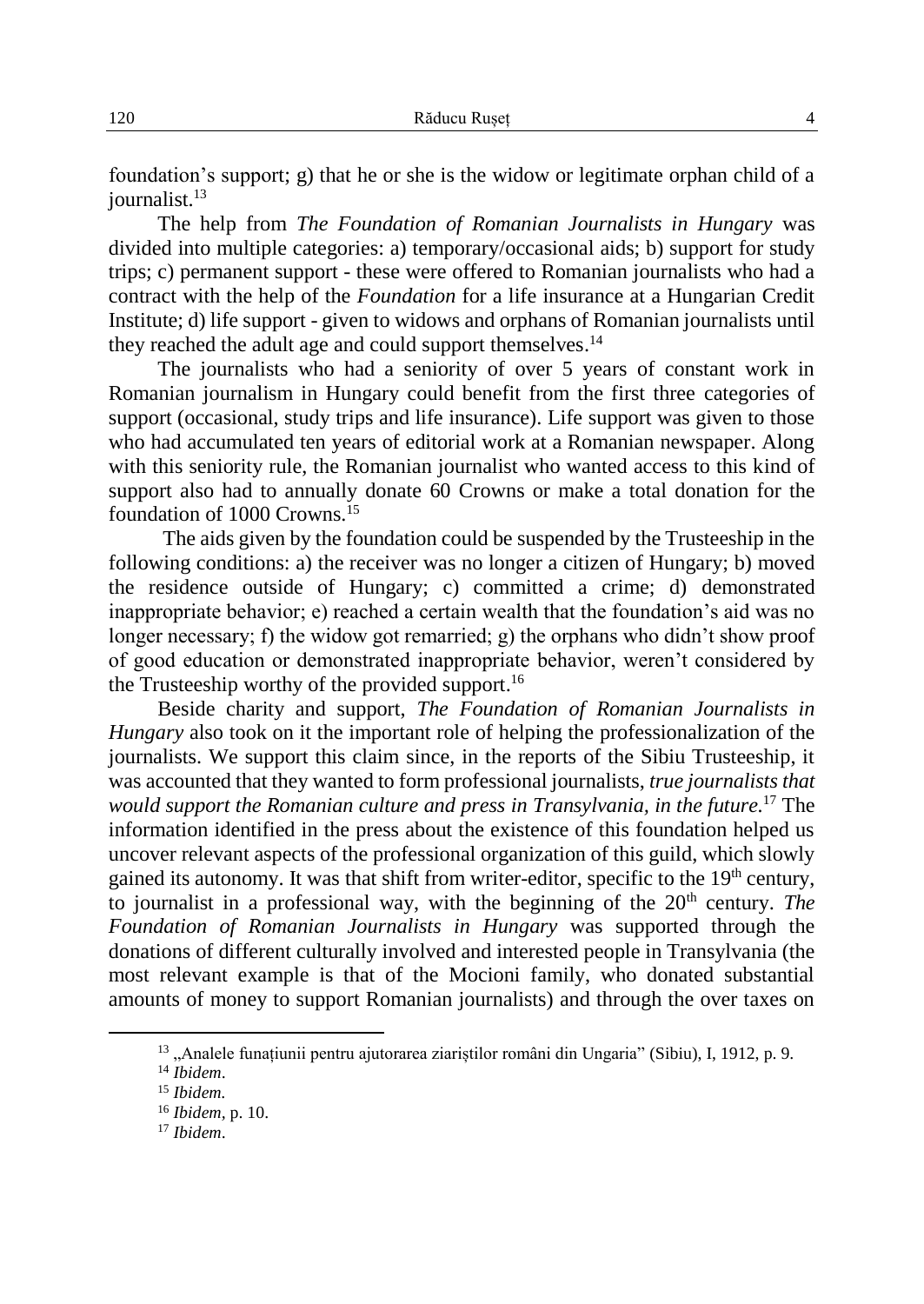foundation's support; g) that he or she is the widow or legitimate orphan child of a journalist.[13]

The help from *The Foundation of Romanian Journalists in Hungary* was divided into multiple categories: a) temporary/occasional aids; b) support for study trips; c) permanent support - these were offered to Romanian journalists who had a contract with the help of the *Foundation* for a life insurance at a Hungarian Credit Institute; d) life support - given to widows and orphans of Romanian journalists until they reached the adult age and could support themselves.[14]

The journalists who had a seniority of over 5 years of constant work in Romanian journalism in Hungary could benefit from the first three categories of support (occasional, study trips and life insurance). Life support was given to those who had accumulated ten years of editorial work at a Romanian newspaper. Along with this seniority rule, the Romanian journalist who wanted access to this kind of support also had to annually donate 60 Crowns or make a total donation for the foundation of 1000 Crowns.[15]

The aids given by the foundation could be suspended by the Trusteeship in the following conditions: a) the receiver was no longer a citizen of Hungary; b) moved the residence outside of Hungary; c) committed a crime; d) demonstrated inappropriate behavior; e) reached a certain wealth that the foundation's aid was no longer necessary; f) the widow got remarried; g) the orphans who didn't show proof of good education or demonstrated inappropriate behavior, weren't considered by the Trusteeship worthy of the provided support.[16]

Beside charity and support, *The Foundation of Romanian Journalists in Hungary* also took on it the important role of helping the professionalization of the journalists. We support this claim since, in the reports of the Sibiu Trusteeship, it was accounted that they wanted to form professional journalists, *true journalists that would support the Romanian culture and press in Transylvania, in the future.*[17] The information identified in the press about the existence of this foundation helped us uncover relevant aspects of the professional organization of this guild, which slowly gained its autonomy. It was that shift from writer-editor, specific to the 19th century, to journalist in a professional way, with the beginning of the 20th century. *The Foundation of Romanian Journalists in Hungary* was supported through the donations of different culturally involved and interested people in Transylvania (the most relevant example is that of the Mocioni family, who donated substantial amounts of money to support Romanian journalists) and through the over taxes on

[13] „Analele funațiunii pentru ajutorarea ziariștilor români din Ungaria" (Sibiu), I, 1912, p. 9.

[14] *Ibidem*.

[15] *Ibidem.*

[16] *Ibidem*, p. 10.

[17] *Ibidem*.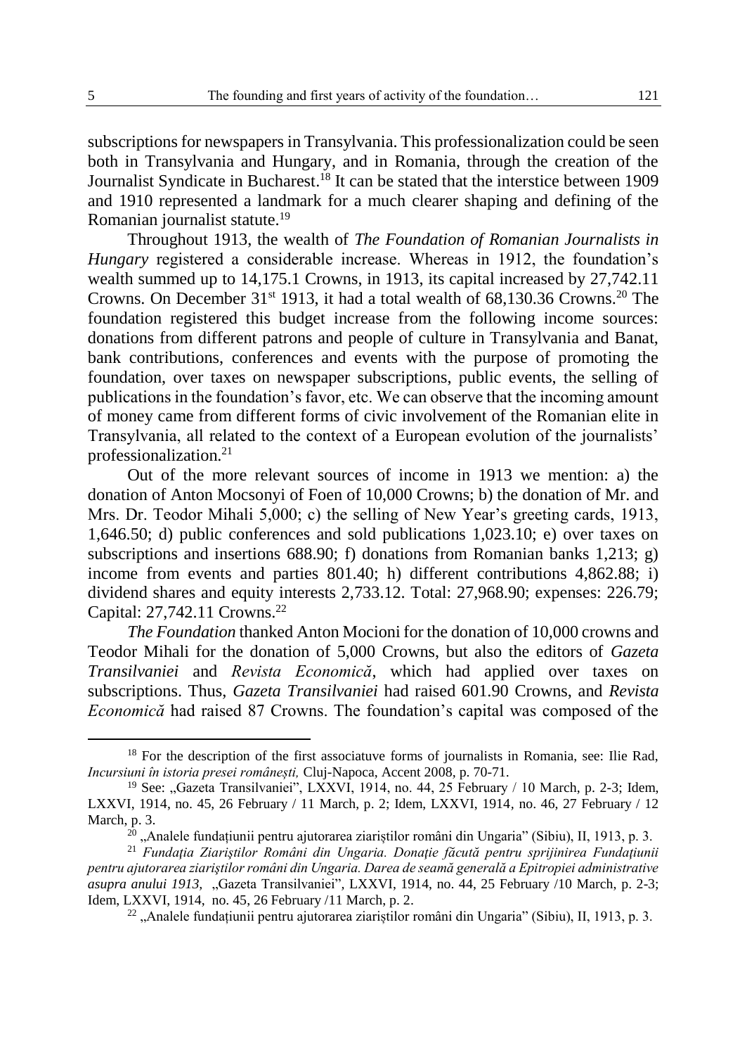subscriptions for newspapers in Transylvania. This professionalization could be seen both in Transylvania and Hungary, and in Romania, through the creation of the Journalist Syndicate in Bucharest.[18] It can be stated that the interstice between 1909 and 1910 represented a landmark for a much clearer shaping and defining of the Romanian journalist statute.[19]

Throughout 1913, the wealth of *The Foundation of Romanian Journalists in Hungary* registered a considerable increase. Whereas in 1912, the foundation's wealth summed up to 14,175.1 Crowns, in 1913, its capital increased by 27,742.11 Crowns. On December 31st 1913, it had a total wealth of 68,130.36 Crowns.[20] The foundation registered this budget increase from the following income sources: donations from different patrons and people of culture in Transylvania and Banat, bank contributions, conferences and events with the purpose of promoting the foundation, over taxes on newspaper subscriptions, public events, the selling of publications in the foundation's favor, etc. We can observe that the incoming amount of money came from different forms of civic involvement of the Romanian elite in Transylvania, all related to the context of a European evolution of the journalists' professionalization.[21]

Out of the more relevant sources of income in 1913 we mention: a) the donation of Anton Mocsonyi of Foen of 10,000 Crowns; b) the donation of Mr. and Mrs. Dr. Teodor Mihali 5,000; c) the selling of New Year's greeting cards, 1913, 1,646.50; d) public conferences and sold publications 1,023.10; e) over taxes on subscriptions and insertions 688.90; f) donations from Romanian banks 1,213; g) income from events and parties 801.40; h) different contributions 4,862.88; i) dividend shares and equity interests 2,733.12. Total: 27,968.90; expenses: 226.79; Capital: 27,742.11 Crowns.[22]

*The Foundation* thanked Anton Mocioni for the donation of 10,000 crowns and Teodor Mihali for the donation of 5,000 Crowns, but also the editors of *Gazeta Transilvaniei* and *Revista Economică*, which had applied over taxes on subscriptions. Thus, *Gazeta Transilvaniei* had raised 601.90 Crowns, and *Revista Economică* had raised 87 Crowns. The foundation's capital was composed of the

---

[18] For the description of the first associatuve forms of journalists in Romania, see: Ilie Rad, *Incursiuni în istoria presei românești,* Cluj-Napoca, Accent 2008, p. 70-71.

[19] See: „Gazeta Transilvaniei", LXXVI, 1914, no. 44, 25 February / 10 March, p. 2-3; Idem, LXXVI, 1914, no. 45, 26 February / 11 March, p. 2; Idem, LXXVI, 1914, no. 46, 27 February / 12 March, p. 3.

[20] „Analele fundațiunii pentru ajutorarea ziariștilor români din Ungaria" (Sibiu), II, 1913, p. 3.

[21] *Fundația Ziariștilor Români din Ungaria. Donație făcută pentru sprijinirea Fundațiunii pentru ajutorarea ziariștilor români din Ungaria. Darea de seamă generală a Epitropiei administrative asupra anului 1913,* „Gazeta Transilvaniei", LXXVI, 1914, no. 44, 25 February /10 March, p. 2-3; Idem, LXXVI, 1914, no. 45, 26 February /11 March, p. 2.

[22] „Analele fundațiunii pentru ajutorarea ziariștilor români din Ungaria" (Sibiu), II, 1913, p. 3.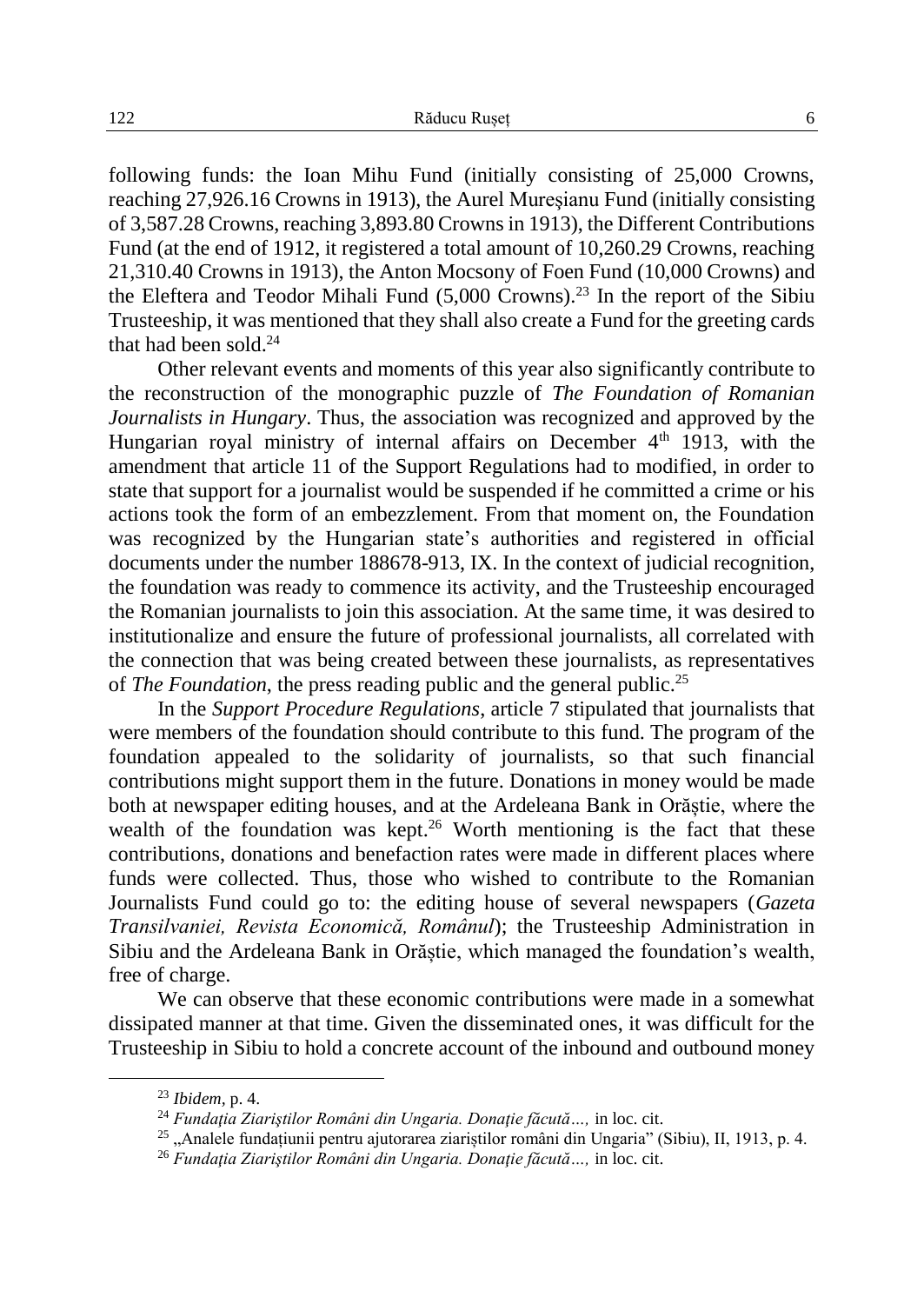following funds: the Ioan Mihu Fund (initially consisting of 25,000 Crowns, reaching 27,926.16 Crowns in 1913), the Aurel Mureşianu Fund (initially consisting of 3,587.28 Crowns, reaching 3,893.80 Crowns in 1913), the Different Contributions Fund (at the end of 1912, it registered a total amount of 10,260.29 Crowns, reaching 21,310.40 Crowns in 1913), the Anton Mocsony of Foen Fund (10,000 Crowns) and the Eleftera and Teodor Mihali Fund (5,000 Crowns).[23] In the report of the Sibiu Trusteeship, it was mentioned that they shall also create a Fund for the greeting cards that had been sold.[24]

Other relevant events and moments of this year also significantly contribute to the reconstruction of the monographic puzzle of *The Foundation of Romanian Journalists in Hungary*. Thus, the association was recognized and approved by the Hungarian royal ministry of internal affairs on December 4th 1913, with the amendment that article 11 of the Support Regulations had to modified, in order to state that support for a journalist would be suspended if he committed a crime or his actions took the form of an embezzlement. From that moment on, the Foundation was recognized by the Hungarian state's authorities and registered in official documents under the number 188678-913, IX. In the context of judicial recognition, the foundation was ready to commence its activity, and the Trusteeship encouraged the Romanian journalists to join this association. At the same time, it was desired to institutionalize and ensure the future of professional journalists, all correlated with the connection that was being created between these journalists, as representatives of *The Foundation*, the press reading public and the general public.[25]

In the *Support Procedure Regulations*, article 7 stipulated that journalists that were members of the foundation should contribute to this fund. The program of the foundation appealed to the solidarity of journalists, so that such financial contributions might support them in the future. Donations in money would be made both at newspaper editing houses, and at the Ardeleana Bank in Orăștie, where the wealth of the foundation was kept.[26] Worth mentioning is the fact that these contributions, donations and benefaction rates were made in different places where funds were collected. Thus, those who wished to contribute to the Romanian Journalists Fund could go to: the editing house of several newspapers (*Gazeta Transilvaniei, Revista Economică, Românul*); the Trusteeship Administration in Sibiu and the Ardeleana Bank in Orăștie, which managed the foundation's wealth, free of charge.

We can observe that these economic contributions were made in a somewhat dissipated manner at that time. Given the disseminated ones, it was difficult for the Trusteeship in Sibiu to hold a concrete account of the inbound and outbound money

---

[23] *Ibidem*, p. 4.

[24] *Fundaţia Ziariştilor Români din Ungaria. Donaţie făcută…,* in loc. cit.

[25] „Analele fundațiunii pentru ajutorarea ziariștilor români din Ungaria" (Sibiu), II, 1913, p. 4.

[26] *Fundaţia Ziariştilor Români din Ungaria. Donaţie făcută…,* in loc. cit.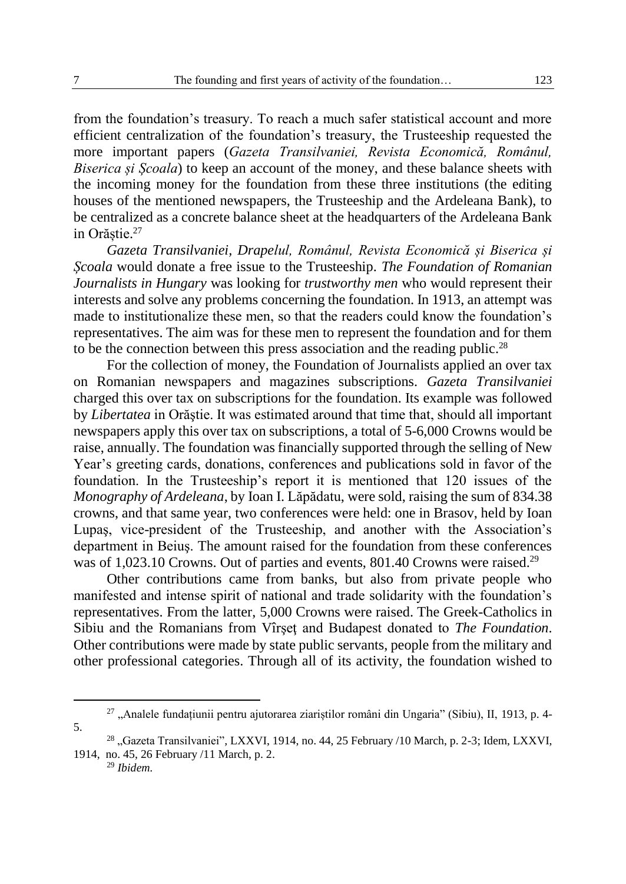from the foundation's treasury. To reach a much safer statistical account and more efficient centralization of the foundation's treasury, the Trusteeship requested the more important papers (*Gazeta Transilvaniei, Revista Economică, Românul, Biserica și Școala*) to keep an account of the money, and these balance sheets with the incoming money for the foundation from these three institutions (the editing houses of the mentioned newspapers, the Trusteeship and the Ardeleana Bank), to be centralized as a concrete balance sheet at the headquarters of the Ardeleana Bank in Orăștie.[27]

*Gazeta Transilvaniei*, *Drapelul, Românul, Revista Economică și Biserica și Școala* would donate a free issue to the Trusteeship. *The Foundation of Romanian Journalists in Hungary* was looking for *trustworthy men* who would represent their interests and solve any problems concerning the foundation. In 1913, an attempt was made to institutionalize these men, so that the readers could know the foundation's representatives. The aim was for these men to represent the foundation and for them to be the connection between this press association and the reading public.[28]

For the collection of money, the Foundation of Journalists applied an over tax on Romanian newspapers and magazines subscriptions. *Gazeta Transilvaniei* charged this over tax on subscriptions for the foundation. Its example was followed by *Libertatea* in Orăștie. It was estimated around that time that, should all important newspapers apply this over tax on subscriptions, a total of 5-6,000 Crowns would be raise, annually. The foundation was financially supported through the selling of New Year's greeting cards, donations, conferences and publications sold in favor of the foundation. In the Trusteeship's report it is mentioned that 120 issues of the *Monography of Ardeleana*, by Ioan I. Lăpădatu, were sold, raising the sum of 834.38 crowns, and that same year, two conferences were held: one in Brasov, held by Ioan Lupaş, vice-president of the Trusteeship, and another with the Association's department in Beiuș. The amount raised for the foundation from these conferences was of 1,023.10 Crowns. Out of parties and events, 801.40 Crowns were raised.[29]

Other contributions came from banks, but also from private people who manifested and intense spirit of national and trade solidarity with the foundation's representatives. From the latter, 5,000 Crowns were raised. The Greek-Catholics in Sibiu and the Romanians from Vîrşeţ and Budapest donated to *The Foundation*. Other contributions were made by state public servants, people from the military and other professional categories. Through all of its activity, the foundation wished to

---

[27] „Analele fundațiunii pentru ajutorarea ziariștilor români din Ungaria" (Sibiu), II, 1913, p. 4-5.

[28] „Gazeta Transilvaniei", LXXVI, 1914, no. 44, 25 February /10 March, p. 2-3; Idem, LXXVI, 1914, no. 45, 26 February /11 March, p. 2.

[29] *Ibidem.*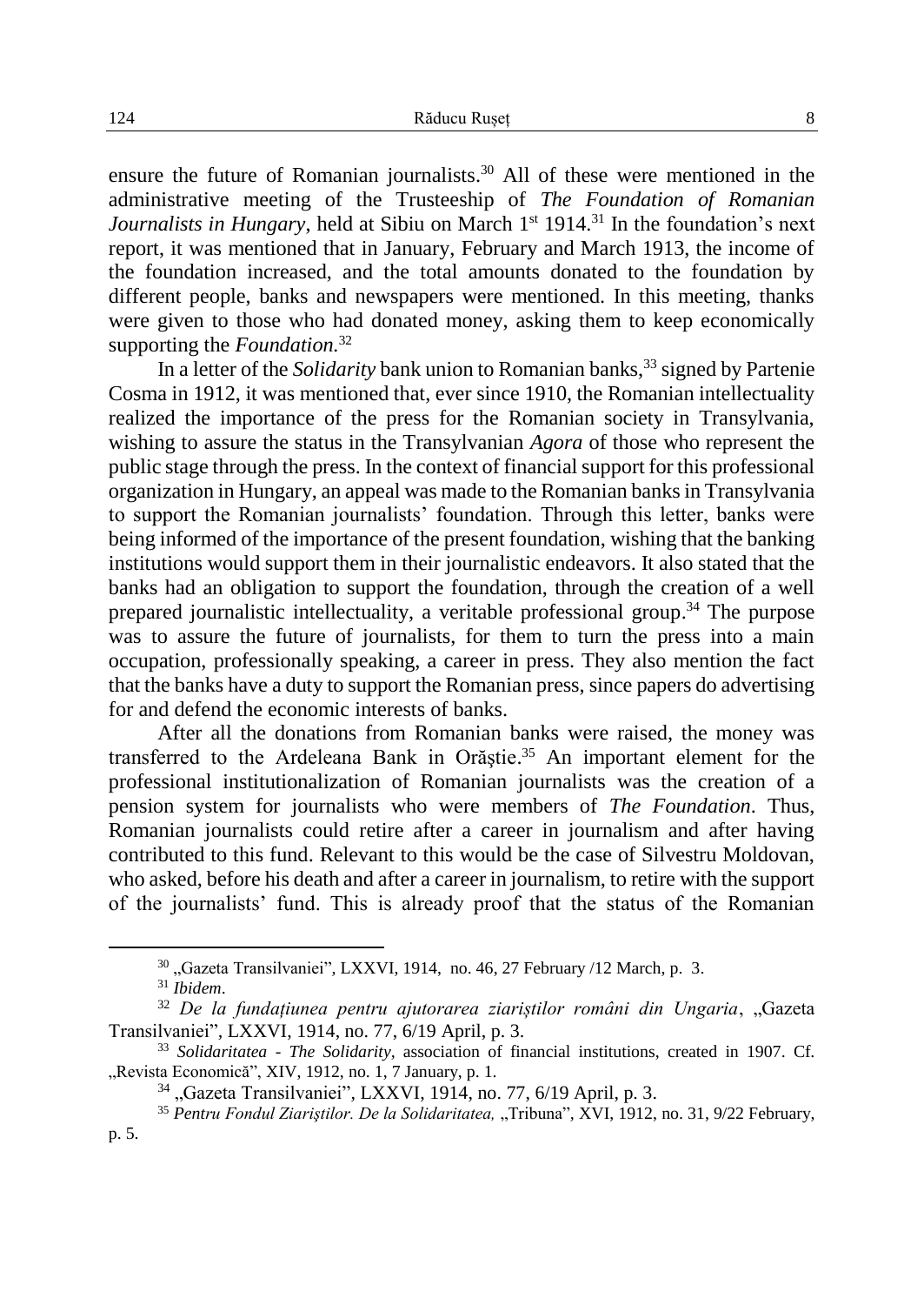ensure the future of Romanian journalists.[30] All of these were mentioned in the administrative meeting of the Trusteeship of *The Foundation of Romanian Journalists in Hungary*, held at Sibiu on March 1st 1914.[31] In the foundation's next report, it was mentioned that in January, February and March 1913, the income of the foundation increased, and the total amounts donated to the foundation by different people, banks and newspapers were mentioned. In this meeting, thanks were given to those who had donated money, asking them to keep economically supporting the *Foundation.*[32]

In a letter of the *Solidarity* bank union to Romanian banks,[33] signed by Partenie Cosma in 1912, it was mentioned that, ever since 1910, the Romanian intellectuality realized the importance of the press for the Romanian society in Transylvania, wishing to assure the status in the Transylvanian *Agora* of those who represent the public stage through the press. In the context of financial support for this professional organization in Hungary, an appeal was made to the Romanian banks in Transylvania to support the Romanian journalists' foundation. Through this letter, banks were being informed of the importance of the present foundation, wishing that the banking institutions would support them in their journalistic endeavors. It also stated that the banks had an obligation to support the foundation, through the creation of a well prepared journalistic intellectuality, a veritable professional group.[34] The purpose was to assure the future of journalists, for them to turn the press into a main occupation, professionally speaking, a career in press. They also mention the fact that the banks have a duty to support the Romanian press, since papers do advertising for and defend the economic interests of banks.

After all the donations from Romanian banks were raised, the money was transferred to the Ardeleana Bank in Orăștie.[35] An important element for the professional institutionalization of Romanian journalists was the creation of a pension system for journalists who were members of *The Foundation*. Thus, Romanian journalists could retire after a career in journalism and after having contributed to this fund. Relevant to this would be the case of Silvestru Moldovan, who asked, before his death and after a career in journalism, to retire with the support of the journalists' fund. This is already proof that the status of the Romanian

---

[30] „Gazeta Transilvaniei", LXXVI, 1914, no. 46, 27 February /12 March, p. 3.

[31] *Ibidem*.

[32] *De la fundațiunea pentru ajutorarea ziariștilor români din Ungaria*, „Gazeta Transilvaniei", LXXVI, 1914, no. 77, 6/19 April, p. 3.

[33] *Solidaritatea - The Solidarity*, association of financial institutions, created in 1907. Cf. „Revista Economică", XIV, 1912, no. 1, 7 January, p. 1.

[34] „Gazeta Transilvaniei", LXXVI, 1914, no. 77, 6/19 April, p. 3.

[35] *Pentru Fondul Ziariştilor. De la Solidaritatea,* „Tribuna", XVI, 1912, no. 31, 9/22 February, p. 5.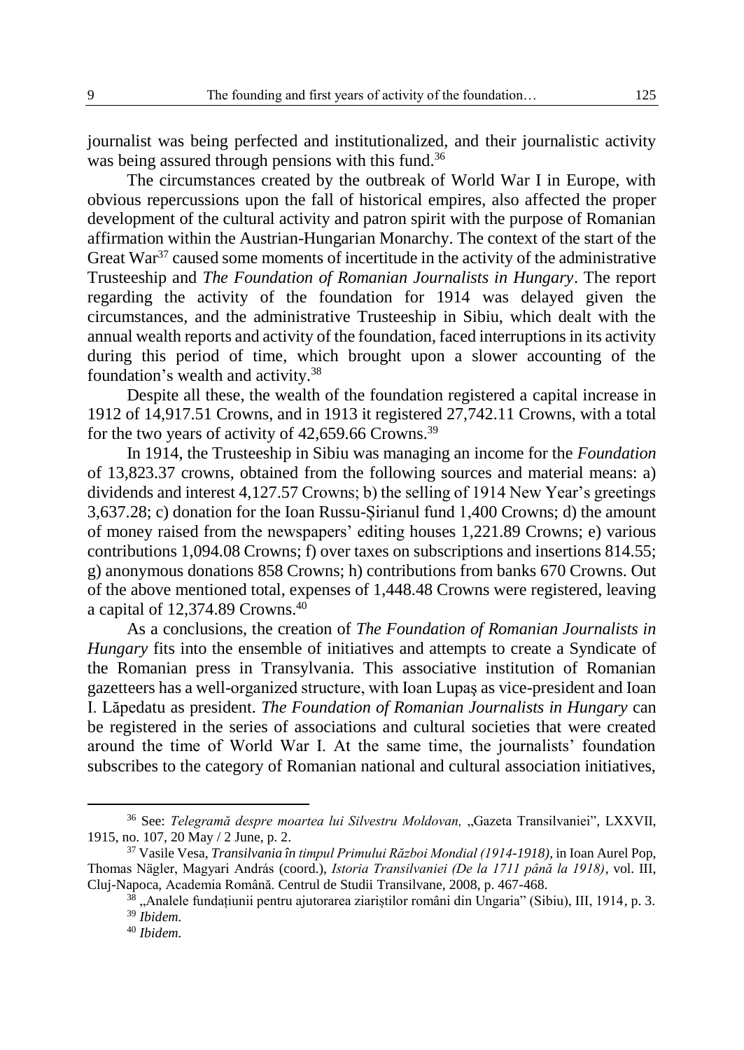journalist was being perfected and institutionalized, and their journalistic activity was being assured through pensions with this fund.[36]

The circumstances created by the outbreak of World War I in Europe, with obvious repercussions upon the fall of historical empires, also affected the proper development of the cultural activity and patron spirit with the purpose of Romanian affirmation within the Austrian-Hungarian Monarchy. The context of the start of the Great War[37] caused some moments of incertitude in the activity of the administrative Trusteeship and *The Foundation of Romanian Journalists in Hungary*. The report regarding the activity of the foundation for 1914 was delayed given the circumstances, and the administrative Trusteeship in Sibiu, which dealt with the annual wealth reports and activity of the foundation, faced interruptions in its activity during this period of time, which brought upon a slower accounting of the foundation's wealth and activity.[38]

Despite all these, the wealth of the foundation registered a capital increase in 1912 of 14,917.51 Crowns, and in 1913 it registered 27,742.11 Crowns, with a total for the two years of activity of 42,659.66 Crowns.[39]

In 1914, the Trusteeship in Sibiu was managing an income for the *Foundation* of 13,823.37 crowns, obtained from the following sources and material means: a) dividends and interest 4,127.57 Crowns; b) the selling of 1914 New Year's greetings 3,637.28; c) donation for the Ioan Russu-Șirianul fund 1,400 Crowns; d) the amount of money raised from the newspapers' editing houses 1,221.89 Crowns; e) various contributions 1,094.08 Crowns; f) over taxes on subscriptions and insertions 814.55; g) anonymous donations 858 Crowns; h) contributions from banks 670 Crowns. Out of the above mentioned total, expenses of 1,448.48 Crowns were registered, leaving a capital of 12,374.89 Crowns.[40]

As a conclusions, the creation of *The Foundation of Romanian Journalists in Hungary* fits into the ensemble of initiatives and attempts to create a Syndicate of the Romanian press in Transylvania. This associative institution of Romanian gazetteers has a well-organized structure, with Ioan Lupaş as vice-president and Ioan I. Lăpedatu as president. *The Foundation of Romanian Journalists in Hungary* can be registered in the series of associations and cultural societies that were created around the time of World War I. At the same time, the journalists' foundation subscribes to the category of Romanian national and cultural association initiatives,

---

[36] See: *Telegramă despre moartea lui Silvestru Moldovan,* „Gazeta Transilvaniei", LXXVII, 1915, no. 107, 20 May / 2 June, p. 2.

[37] Vasile Vesa, *Transilvania în timpul Primului Război Mondial (1914-1918)*, in Ioan Aurel Pop, Thomas Nägler, Magyari András (coord.), *Istoria Transilvaniei (De la 1711 până la 1918)*, vol. III, Cluj-Napoca, Academia Română. Centrul de Studii Transilvane, 2008, p. 467-468.

[38] „Analele fundațiunii pentru ajutorarea ziariștilor români din Ungaria" (Sibiu), III, 1914, p. 3.

[39] *Ibidem.*

[40] *Ibidem.*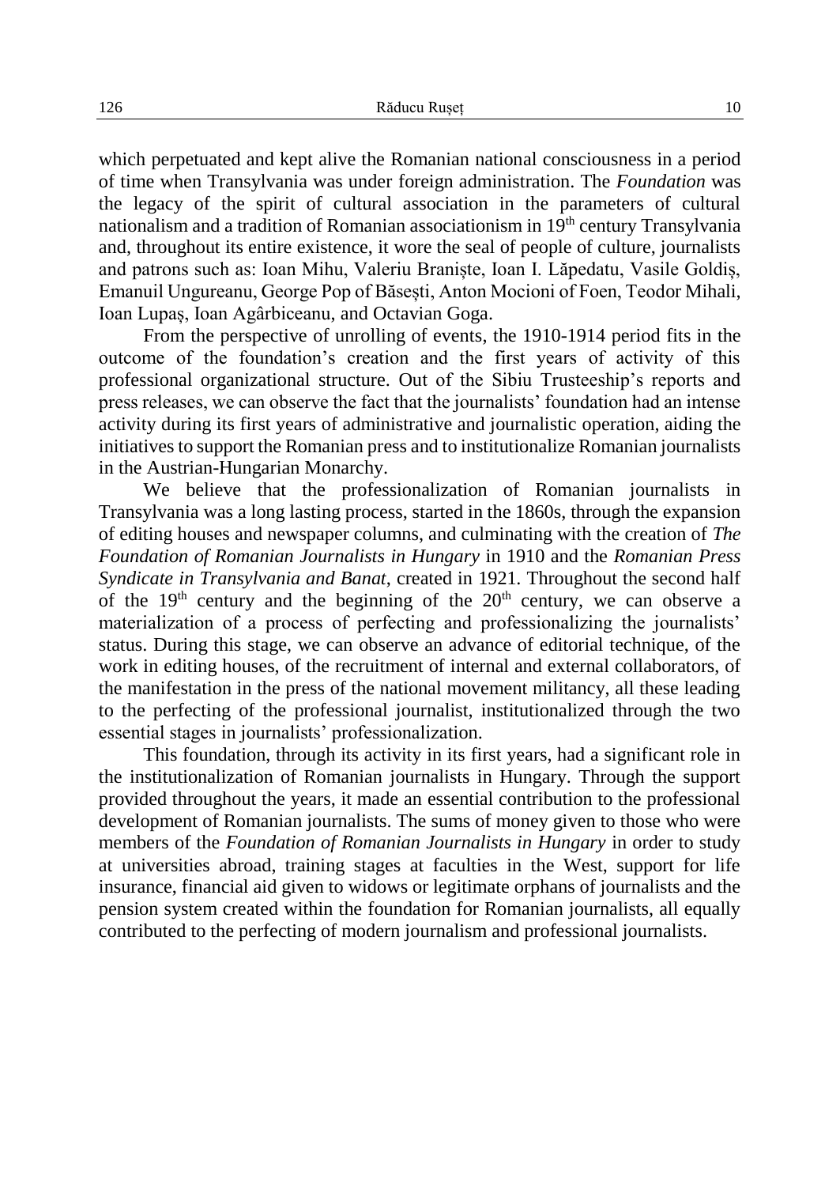which perpetuated and kept alive the Romanian national consciousness in a period of time when Transylvania was under foreign administration. The *Foundation* was the legacy of the spirit of cultural association in the parameters of cultural nationalism and a tradition of Romanian associationism in 19th century Transylvania and, throughout its entire existence, it wore the seal of people of culture, journalists and patrons such as: Ioan Mihu, Valeriu Braniște, Ioan I. Lăpedatu, Vasile Goldiș, Emanuil Ungureanu, George Pop of Băsești, Anton Mocioni of Foen, Teodor Mihali, Ioan Lupaș, Ioan Agârbiceanu, and Octavian Goga.

From the perspective of unrolling of events, the 1910-1914 period fits in the outcome of the foundation's creation and the first years of activity of this professional organizational structure. Out of the Sibiu Trusteeship's reports and press releases, we can observe the fact that the journalists' foundation had an intense activity during its first years of administrative and journalistic operation, aiding the initiatives to support the Romanian press and to institutionalize Romanian journalists in the Austrian-Hungarian Monarchy.

We believe that the professionalization of Romanian journalists in Transylvania was a long lasting process, started in the 1860s, through the expansion of editing houses and newspaper columns, and culminating with the creation of *The Foundation of Romanian Journalists in Hungary* in 1910 and the *Romanian Press Syndicate in Transylvania and Banat*, created in 1921. Throughout the second half of the 19th century and the beginning of the 20th century, we can observe a materialization of a process of perfecting and professionalizing the journalists' status. During this stage, we can observe an advance of editorial technique, of the work in editing houses, of the recruitment of internal and external collaborators, of the manifestation in the press of the national movement militancy, all these leading to the perfecting of the professional journalist, institutionalized through the two essential stages in journalists' professionalization.

This foundation, through its activity in its first years, had a significant role in the institutionalization of Romanian journalists in Hungary. Through the support provided throughout the years, it made an essential contribution to the professional development of Romanian journalists. The sums of money given to those who were members of the *Foundation of Romanian Journalists in Hungary* in order to study at universities abroad, training stages at faculties in the West, support for life insurance, financial aid given to widows or legitimate orphans of journalists and the pension system created within the foundation for Romanian journalists, all equally contributed to the perfecting of modern journalism and professional journalists.